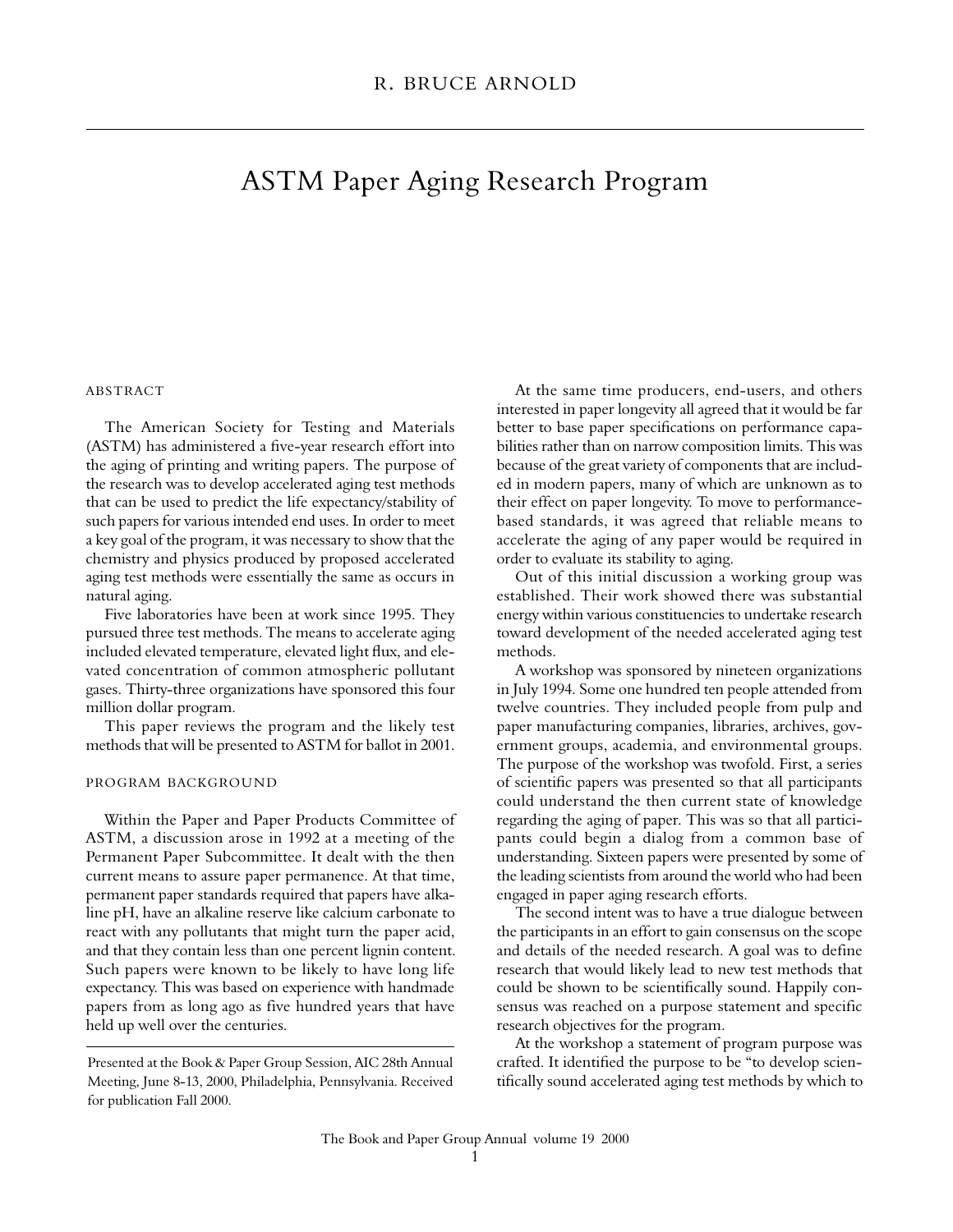R. BRUCE ARNOLD

# ASTM Paper Aging Research Program

## ABSTRACT

The American Society for Testing and Materials (ASTM) has administered a five-year research effort into the aging of printing and writing papers. The purpose of the research was to develop accelerated aging test methods that can be used to predict the life expectancy/stability of such papers for various intended end uses. In order to meet a key goal of the program, it was necessary to show that the chemistry and physics produced by proposed accelerated aging test methods were essentially the same as occurs in natural aging.

Five laboratories have been at work since 1995. They pursued three test methods. The means to accelerate aging included elevated temperature, elevated light flux, and elevated concentration of common atmospheric pollutant gases. Thirty-three organizations have sponsored this four million dollar program.

This paper reviews the program and the likely test methods that will be presented to ASTM for ballot in 2001.

## PROGRAM BACKGROUND

Within the Paper and Paper Products Committee of ASTM, a discussion arose in 1992 at a meeting of the Permanent Paper Subcommittee. It dealt with the then current means to assure paper permanence. At that time, permanent paper standards required that papers have alkaline pH, have an alkaline reserve like calcium carbonate to react with any pollutants that might turn the paper acid, and that they contain less than one percent lignin content. Such papers were known to be likely to have long life expectancy. This was based on experience with handmade papers from as long ago as five hundred years that have held up well over the centuries.

At the same time producers, end-users, and others interested in paper longevity all agreed that it would be far better to base paper specifications on performance capabilities rather than on narrow composition limits. This was because of the great variety of components that are included in modern papers, many of which are unknown as to their effect on paper longevity. To move to performance-based standards, it was agreed that reliable means to accelerate the aging of any paper would be required in order to evaluate its stability to aging.

Out of this initial discussion a working group was established. Their work showed there was substantial energy within various constituencies to undertake research toward development of the needed accelerated aging test methods.

A workshop was sponsored by nineteen organizations in July 1994. Some one hundred ten people attended from twelve countries. They included people from pulp and paper manufacturing companies, libraries, archives, government groups, academia, and environmental groups. The purpose of the workshop was twofold. First, a series of scientific papers was presented so that all participants could understand the then current state of knowledge regarding the aging of paper. This was so that all participants could begin a dialog from a common base of understanding. Sixteen papers were presented by some of the leading scientists from around the world who had been engaged in paper aging research efforts.

The second intent was to have a true dialogue between the participants in an effort to gain consensus on the scope and details of the needed research. A goal was to define research that would likely lead to new test methods that could be shown to be scientifically sound. Happily consensus was reached on a purpose statement and specific research objectives for the program.

At the workshop a statement of program purpose was crafted. It identified the purpose to be "to develop scientifically sound accelerated aging test methods by which to

---

Presented at the Book & Paper Group Session, AIC 28th Annual Meeting, June 8-13, 2000, Philadelphia, Pennsylvania. Received for publication Fall 2000.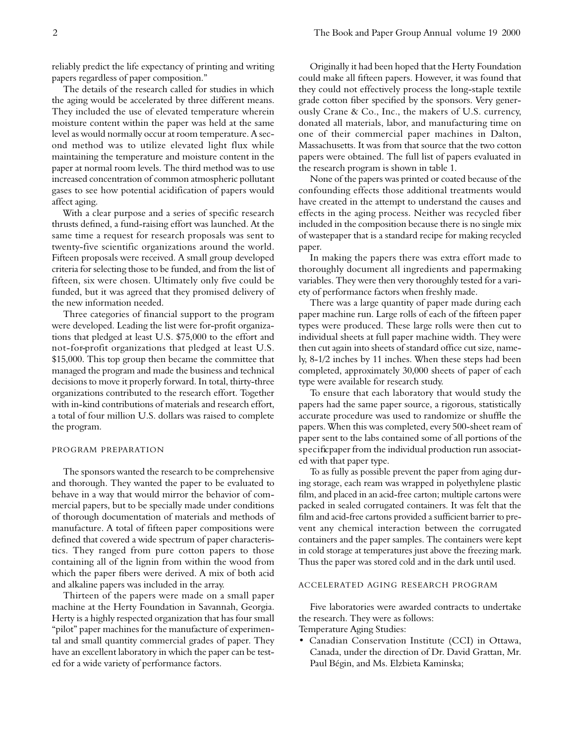reliably predict the life expectancy of printing and writing papers regardless of paper composition."

The details of the research called for studies in which the aging would be accelerated by three different means. They included the use of elevated temperature wherein moisture content within the paper was held at the same level as would normally occur at room temperature. A second method was to utilize elevated light flux while maintaining the temperature and moisture content in the paper at normal room levels. The third method was to use increased concentration of common atmospheric pollutant gases to see how potential acidification of papers would affect aging.

With a clear purpose and a series of specific research thrusts defined, a fund-raising effort was launched. At the same time a request for research proposals was sent to twenty-five scientific organizations around the world. Fifteen proposals were received. A small group developed criteria for selecting those to be funded, and from the list of fifteen, six were chosen. Ultimately only five could be funded, but it was agreed that they promised delivery of the new information needed.

Three categories of financial support to the program were developed. Leading the list were for-profit organizations that pledged at least U.S. $75,000 to the effort and not-for-profit organizations that pledged at least U.S. $15,000. This top group then became the committee that managed the program and made the business and technical decisions to move it properly forward. In total, thirty-three organizations contributed to the research effort. Together with in-kind contributions of materials and research effort, a total of four million U.S. dollars was raised to complete the program.

## Program Preparation

The sponsors wanted the research to be comprehensive and thorough. They wanted the paper to be evaluated to behave in a way that would mirror the behavior of commercial papers, but to be specially made under conditions of thorough documentation of materials and methods of manufacture. A total of fifteen paper compositions were defined that covered a wide spectrum of paper characteristics. They ranged from pure cotton papers to those containing all of the lignin from within the wood from which the paper fibers were derived. A mix of both acid and alkaline papers was included in the array.

Thirteen of the papers were made on a small paper machine at the Herty Foundation in Savannah, Georgia. Herty is a highly respected organization that has four small "pilot" paper machines for the manufacture of experimental and small quantity commercial grades of paper. They have an excellent laboratory in which the paper can be tested for a wide variety of performance factors.

Originally it had been hoped that the Herty Foundation could make all fifteen papers. However, it was found that they could not effectively process the long-staple textile grade cotton fiber specified by the sponsors. Very generously Crane & Co., Inc., the makers of U.S. currency, donated all materials, labor, and manufacturing time on one of their commercial paper machines in Dalton, Massachusetts. It was from that source that the two cotton papers were obtained. The full list of papers evaluated in the research program is shown in table 1.

None of the papers was printed or coated because of the confounding effects those additional treatments would have created in the attempt to understand the causes and effects in the aging process. Neither was recycled fiber included in the composition because there is no single mix of wastepaper that is a standard recipe for making recycled paper.

In making the papers there was extra effort made to thoroughly document all ingredients and papermaking variables. They were then very thoroughly tested for a variety of performance factors when freshly made.

There was a large quantity of paper made during each paper machine run. Large rolls of each of the fifteen paper types were produced. These large rolls were then cut to individual sheets at full paper machine width. They were then cut again into sheets of standard office cut size, namely, 8-1/2 inches by 11 inches. When these steps had been completed, approximately 30,000 sheets of paper of each type were available for research study.

To ensure that each laboratory that would study the papers had the same paper source, a rigorous, statistically accurate procedure was used to randomize or shuffle the papers. When this was completed, every 500-sheet ream of paper sent to the labs contained some of all portions of the specific paper from the individual production run associated with that paper type.

To as fully as possible prevent the paper from aging during storage, each ream was wrapped in polyethylene plastic film, and placed in an acid-free carton; multiple cartons were packed in sealed corrugated containers. It was felt that the film and acid-free cartons provided a sufficient barrier to prevent any chemical interaction between the corrugated containers and the paper samples. The containers were kept in cold storage at temperatures just above the freezing mark. Thus the paper was stored cold and in the dark until used.

## Accelerated Aging Research Program

Five laboratories were awarded contracts to undertake the research. They were as follows:

Temperature Aging Studies:

- Canadian Conservation Institute (CCI) in Ottawa, Canada, under the direction of Dr. David Grattan, Mr. Paul Bégin, and Ms. Elzbieta Kaminska;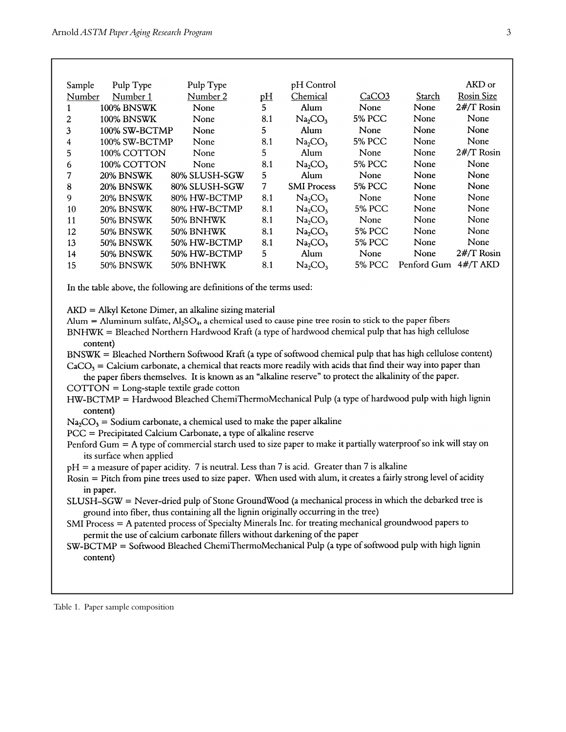| Sample Number | Pulp Type Number 1 | Pulp Type Number 2 | pH | pH Control Chemical | CaCO3 | Starch | AKD or Rosin Size |
|---|---|---|---|---|---|---|---|
| 1 | 100% BNSWK | None | 5 | Alum | None | None | 2#/T Rosin |
| 2 | 100% BNSWK | None | 8.1 | $Na_2CO_3$ | 5% PCC | None | None |
| 3 | 100% SW-BCTMP | None | 5 | Alum | None | None | None |
| 4 | 100% SW-BCTMP | None | 8.1 | $Na_2CO_3$ | 5% PCC | None | None |
| 5 | 100% COTTON | None | 5 | Alum | None | None | 2#/T Rosin |
| 6 | 100% COTTON | None | 8.1 | $Na_2CO_3$ | 5% PCC | None | None |
| 7 | 20% BNSWK | 80% SLUSH-SGW | 5 | Alum | None | None | None |
| 8 | 20% BNSWK | 80% SLUSH-SGW | 7 | SMI Process | 5% PCC | None | None |
| 9 | 20% BNSWK | 80% HW-BCTMP | 8.1 | $Na_2CO_3$ | None | None | None |
| 10 | 20% BNSWK | 80% HW-BCTMP | 8.1 | $Na_2CO_3$ | 5% PCC | None | None |
| 11 | 50% BNSWK | 50% BNHWK | 8.1 | $Na_2CO_3$ | None | None | None |
| 12 | 50% BNSWK | 50% BNHWK | 8.1 | $Na_2CO_3$ | 5% PCC | None | None |
| 13 | 50% BNSWK | 50% HW-BCTMP | 8.1 | $Na_2CO_3$ | 5% PCC | None | None |
| 14 | 50% BNSWK | 50% HW-BCTMP | 5 | Alum | None | None | 2#/T Rosin |
| 15 | 50% BNSWK | 50% BNHWK | 8.1 | $Na_2CO_3$ | 5% PCC | Penford Gum | 4#/T AKD |

In the table above, the following are definitions of the terms used:

AKD = Alkyl Ketone Dimer, an alkaline sizing material

Alum = Aluminum sulfate, $Al_2SO_4$, a chemical used to cause pine tree rosin to stick to the paper fibers

BNHWK = Bleached Northern Hardwood Kraft (a type of hardwood chemical pulp that has high cellulose content)

BNSWK = Bleached Northern Softwood Kraft (a type of softwood chemical pulp that has high cellulose content)

$CaCO_3$ = Calcium carbonate, a chemical that reacts more readily with acids that find their way into paper than the paper fibers themselves. It is known as an "alkaline reserve" to protect the alkalinity of the paper.

COTTON = Long-staple textile grade cotton

HW-BCTMP = Hardwood Bleached ChemiThermoMechanical Pulp (a type of hardwood pulp with high lignin content)

$Na_2CO_3$ = Sodium carbonate, a chemical used to make the paper alkaline

PCC = Precipitated Calcium Carbonate, a type of alkaline reserve

Penford Gum = A type of commercial starch used to size paper to make it partially waterproof so ink will stay on its surface when applied

pH = a measure of paper acidity. 7 is neutral. Less than 7 is acid. Greater than 7 is alkaline

Rosin = Pitch from pine trees used to size paper. When used with alum, it creates a fairly strong level of acidity in paper.

SLUSH–SGW = Never-dried pulp of Stone GroundWood (a mechanical process in which the debarked tree is ground into fiber, thus containing all the lignin originally occurring in the tree)

SMI Process = A patented process of Specialty Minerals Inc. for treating mechanical groundwood papers to permit the use of calcium carbonate fillers without darkening of the paper

SW-BCTMP = Softwood Bleached ChemiThermoMechanical Pulp (a type of softwood pulp with high lignin content)

Table 1. Paper sample composition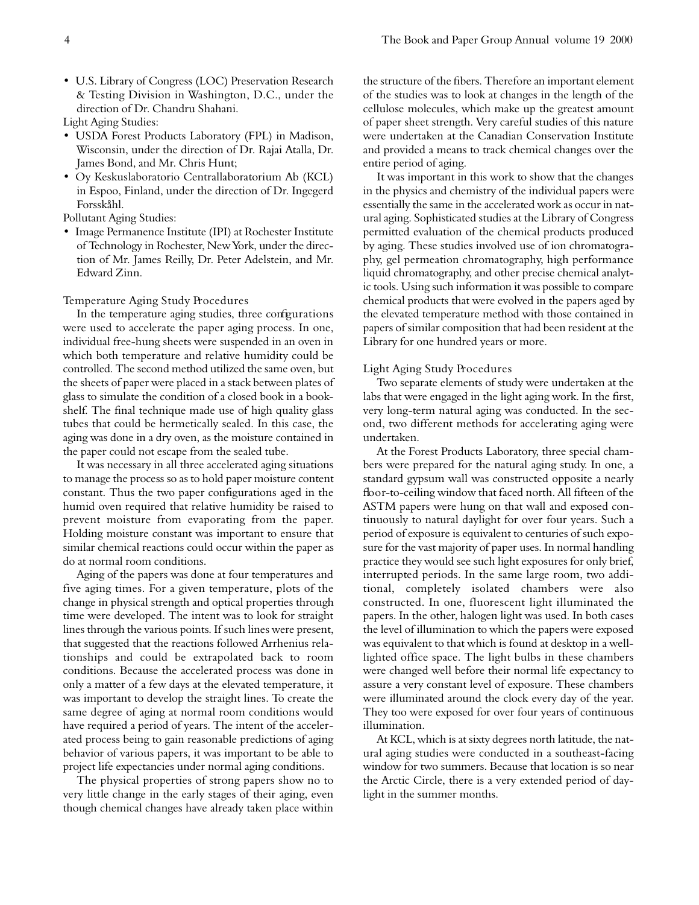- U.S. Library of Congress (LOC) Preservation Research & Testing Division in Washington, D.C., under the direction of Dr. Chandru Shahani.

Light Aging Studies:

- USDA Forest Products Laboratory (FPL) in Madison, Wisconsin, under the direction of Dr. Rajai Atalla, Dr. James Bond, and Mr. Chris Hunt;
- Oy Keskuslaboratorio Centrallaboratorium Ab (KCL) in Espoo, Finland, under the direction of Dr. Ingegerd Forsskåhl.

Pollutant Aging Studies:

- Image Permanence Institute (IPI) at Rochester Institute of Technology in Rochester, New York, under the direction of Mr. James Reilly, Dr. Peter Adelstein, and Mr. Edward Zinn.

### Temperature Aging Study Procedures

In the temperature aging studies, three configurations were used to accelerate the paper aging process. In one, individual free-hung sheets were suspended in an oven in which both temperature and relative humidity could be controlled. The second method utilized the same oven, but the sheets of paper were placed in a stack between plates of glass to simulate the condition of a closed book in a bookshelf. The final technique made use of high quality glass tubes that could be hermetically sealed. In this case, the aging was done in a dry oven, as the moisture contained in the paper could not escape from the sealed tube.

It was necessary in all three accelerated aging situations to manage the process so as to hold paper moisture content constant. Thus the two paper configurations aged in the humid oven required that relative humidity be raised to prevent moisture from evaporating from the paper. Holding moisture constant was important to ensure that similar chemical reactions could occur within the paper as do at normal room conditions.

Aging of the papers was done at four temperatures and five aging times. For a given temperature, plots of the change in physical strength and optical properties through time were developed. The intent was to look for straight lines through the various points. If such lines were present, that suggested that the reactions followed Arrhenius relationships and could be extrapolated back to room conditions. Because the accelerated process was done in only a matter of a few days at the elevated temperature, it was important to develop the straight lines. To create the same degree of aging at normal room conditions would have required a period of years. The intent of the accelerated process being to gain reasonable predictions of aging behavior of various papers, it was important to be able to project life expectancies under normal aging conditions.

The physical properties of strong papers show no to very little change in the early stages of their aging, even though chemical changes have already taken place within the structure of the fibers. Therefore an important element of the studies was to look at changes in the length of the cellulose molecules, which make up the greatest amount of paper sheet strength. Very careful studies of this nature were undertaken at the Canadian Conservation Institute and provided a means to track chemical changes over the entire period of aging.

It was important in this work to show that the changes in the physics and chemistry of the individual papers were essentially the same in the accelerated work as occur in natural aging. Sophisticated studies at the Library of Congress permitted evaluation of the chemical products produced by aging. These studies involved use of ion chromatography, gel permeation chromatography, high performance liquid chromatography, and other precise chemical analytic tools. Using such information it was possible to compare chemical products that were evolved in the papers aged by the elevated temperature method with those contained in papers of similar composition that had been resident at the Library for one hundred years or more.

### Light Aging Study Procedures

Two separate elements of study were undertaken at the labs that were engaged in the light aging work. In the first, very long-term natural aging was conducted. In the second, two different methods for accelerating aging were undertaken.

At the Forest Products Laboratory, three special chambers were prepared for the natural aging study. In one, a standard gypsum wall was constructed opposite a nearly floor-to-ceiling window that faced north. All fifteen of the ASTM papers were hung on that wall and exposed continuously to natural daylight for over four years. Such a period of exposure is equivalent to centuries of such exposure for the vast majority of paper uses. In normal handling practice they would see such light exposures for only brief, interrupted periods. In the same large room, two additional, completely isolated chambers were also constructed. In one, fluorescent light illuminated the papers. In the other, halogen light was used. In both cases the level of illumination to which the papers were exposed was equivalent to that which is found at desktop in a well-lighted office space. The light bulbs in these chambers were changed well before their normal life expectancy to assure a very constant level of exposure. These chambers were illuminated around the clock every day of the year. They too were exposed for over four years of continuous illumination.

At KCL, which is at sixty degrees north latitude, the natural aging studies were conducted in a southeast-facing window for two summers. Because that location is so near the Arctic Circle, there is a very extended period of daylight in the summer months.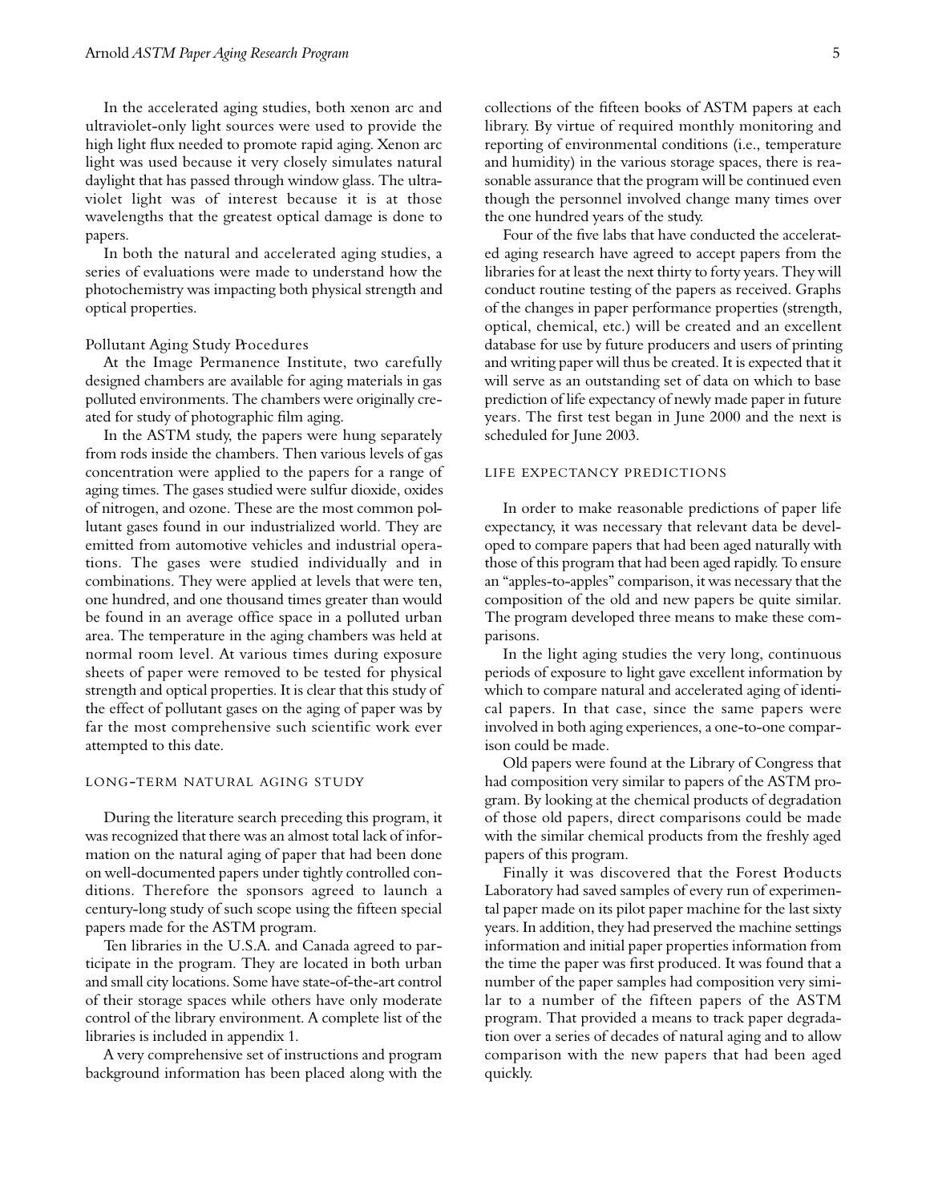In the accelerated aging studies, both xenon arc and ultraviolet-only light sources were used to provide the high light flux needed to promote rapid aging. Xenon arc light was used because it very closely simulates natural daylight that has passed through window glass. The ultraviolet light was of interest because it is at those wavelengths that the greatest optical damage is done to papers.

In both the natural and accelerated aging studies, a series of evaluations were made to understand how the photochemistry was impacting both physical strength and optical properties.

### Pollutant Aging Study Procedures

At the Image Permanence Institute, two carefully designed chambers are available for aging materials in gas polluted environments. The chambers were originally created for study of photographic film aging.

In the ASTM study, the papers were hung separately from rods inside the chambers. Then various levels of gas concentration were applied to the papers for a range of aging times. The gases studied were sulfur dioxide, oxides of nitrogen, and ozone. These are the most common pollutant gases found in our industrialized world. They are emitted from automotive vehicles and industrial operations. The gases were studied individually and in combinations. They were applied at levels that were ten, one hundred, and one thousand times greater than would be found in an average office space in a polluted urban area. The temperature in the aging chambers was held at normal room level. At various times during exposure sheets of paper were removed to be tested for physical strength and optical properties. It is clear that this study of the effect of pollutant gases on the aging of paper was by far the most comprehensive such scientific work ever attempted to this date.

## LONG-TERM NATURAL AGING STUDY

During the literature search preceding this program, it was recognized that there was an almost total lack of information on the natural aging of paper that had been done on well-documented papers under tightly controlled conditions. Therefore the sponsors agreed to launch a century-long study of such scope using the fifteen special papers made for the ASTM program.

Ten libraries in the U.S.A. and Canada agreed to participate in the program. They are located in both urban and small city locations. Some have state-of-the-art control of their storage spaces while others have only moderate control of the library environment. A complete list of the libraries is included in appendix 1.

A very comprehensive set of instructions and program background information has been placed along with the collections of the fifteen books of ASTM papers at each library. By virtue of required monthly monitoring and reporting of environmental conditions (i.e., temperature and humidity) in the various storage spaces, there is reasonable assurance that the program will be continued even though the personnel involved change many times over the one hundred years of the study.

Four of the five labs that have conducted the accelerated aging research have agreed to accept papers from the libraries for at least the next thirty to forty years. They will conduct routine testing of the papers as received. Graphs of the changes in paper performance properties (strength, optical, chemical, etc.) will be created and an excellent database for use by future producers and users of printing and writing paper will thus be created. It is expected that it will serve as an outstanding set of data on which to base prediction of life expectancy of newly made paper in future years. The first test began in June 2000 and the next is scheduled for June 2003.

## LIFE EXPECTANCY PREDICTIONS

In order to make reasonable predictions of paper life expectancy, it was necessary that relevant data be developed to compare papers that had been aged naturally with those of this program that had been aged rapidly. To ensure an "apples-to-apples" comparison, it was necessary that the composition of the old and new papers be quite similar. The program developed three means to make these comparisons.

In the light aging studies the very long, continuous periods of exposure to light gave excellent information by which to compare natural and accelerated aging of identical papers. In that case, since the same papers were involved in both aging experiences, a one-to-one comparison could be made.

Old papers were found at the Library of Congress that had composition very similar to papers of the ASTM program. By looking at the chemical products of degradation of those old papers, direct comparisons could be made with the similar chemical products from the freshly aged papers of this program.

Finally it was discovered that the Forest Products Laboratory had saved samples of every run of experimental paper made on its pilot paper machine for the last sixty years. In addition, they had preserved the machine settings information and initial paper properties information from the time the paper was first produced. It was found that a number of the paper samples had composition very similar to a number of the fifteen papers of the ASTM program. That provided a means to track paper degradation over a series of decades of natural aging and to allow comparison with the new papers that had been aged quickly.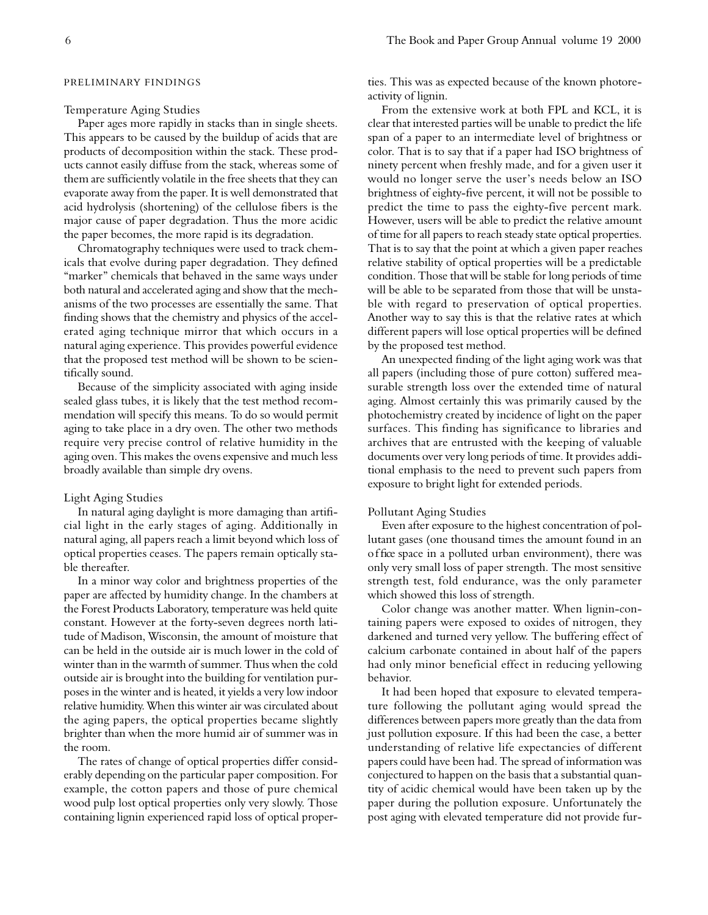## PRELIMINARY FINDINGS

### Temperature Aging Studies

Paper ages more rapidly in stacks than in single sheets. This appears to be caused by the buildup of acids that are products of decomposition within the stack. These products cannot easily diffuse from the stack, whereas some of them are sufficiently volatile in the free sheets that they can evaporate away from the paper. It is well demonstrated that acid hydrolysis (shortening) of the cellulose fibers is the major cause of paper degradation. Thus the more acidic the paper becomes, the more rapid is its degradation.

Chromatography techniques were used to track chemicals that evolve during paper degradation. They defined "marker" chemicals that behaved in the same ways under both natural and accelerated aging and show that the mechanisms of the two processes are essentially the same. That finding shows that the chemistry and physics of the accelerated aging technique mirror that which occurs in a natural aging experience. This provides powerful evidence that the proposed test method will be shown to be scientifically sound.

Because of the simplicity associated with aging inside sealed glass tubes, it is likely that the test method recommendation will specify this means. To do so would permit aging to take place in a dry oven. The other two methods require very precise control of relative humidity in the aging oven. This makes the ovens expensive and much less broadly available than simple dry ovens.

### Light Aging Studies

In natural aging daylight is more damaging than artificial light in the early stages of aging. Additionally in natural aging, all papers reach a limit beyond which loss of optical properties ceases. The papers remain optically stable thereafter.

In a minor way color and brightness properties of the paper are affected by humidity change. In the chambers at the Forest Products Laboratory, temperature was held quite constant. However at the forty-seven degrees north latitude of Madison, Wisconsin, the amount of moisture that can be held in the outside air is much lower in the cold of winter than in the warmth of summer. Thus when the cold outside air is brought into the building for ventilation purposes in the winter and is heated, it yields a very low indoor relative humidity. When this winter air was circulated about the aging papers, the optical properties became slightly brighter than when the more humid air of summer was in the room.

The rates of change of optical properties differ considerably depending on the particular paper composition. For example, the cotton papers and those of pure chemical wood pulp lost optical properties only very slowly. Those containing lignin experienced rapid loss of optical properties. This was as expected because of the known photoreactivity of lignin.

From the extensive work at both FPL and KCL, it is clear that interested parties will be unable to predict the life span of a paper to an intermediate level of brightness or color. That is to say that if a paper had ISO brightness of ninety percent when freshly made, and for a given user it would no longer serve the user's needs below an ISO brightness of eighty-five percent, it will not be possible to predict the time to pass the eighty-five percent mark. However, users will be able to predict the relative amount of time for all papers to reach steady state optical properties. That is to say that the point at which a given paper reaches relative stability of optical properties will be a predictable condition. Those that will be stable for long periods of time will be able to be separated from those that will be unstable with regard to preservation of optical properties. Another way to say this is that the relative rates at which different papers will lose optical properties will be defined by the proposed test method.

An unexpected finding of the light aging work was that all papers (including those of pure cotton) suffered measurable strength loss over the extended time of natural aging. Almost certainly this was primarily caused by the photochemistry created by incidence of light on the paper surfaces. This finding has significance to libraries and archives that are entrusted with the keeping of valuable documents over very long periods of time. It provides additional emphasis to the need to prevent such papers from exposure to bright light for extended periods.

### Pollutant Aging Studies

Even after exposure to the highest concentration of pollutant gases (one thousand times the amount found in an office space in a polluted urban environment), there was only very small loss of paper strength. The most sensitive strength test, fold endurance, was the only parameter which showed this loss of strength.

Color change was another matter. When lignin-containing papers were exposed to oxides of nitrogen, they darkened and turned very yellow. The buffering effect of calcium carbonate contained in about half of the papers had only minor beneficial effect in reducing yellowing behavior.

It had been hoped that exposure to elevated temperature following the pollutant aging would spread the differences between papers more greatly than the data from just pollution exposure. If this had been the case, a better understanding of relative life expectancies of different papers could have been had. The spread of information was conjectured to happen on the basis that a substantial quantity of acidic chemical would have been taken up by the paper during the pollution exposure. Unfortunately the post aging with elevated temperature did not provide fur-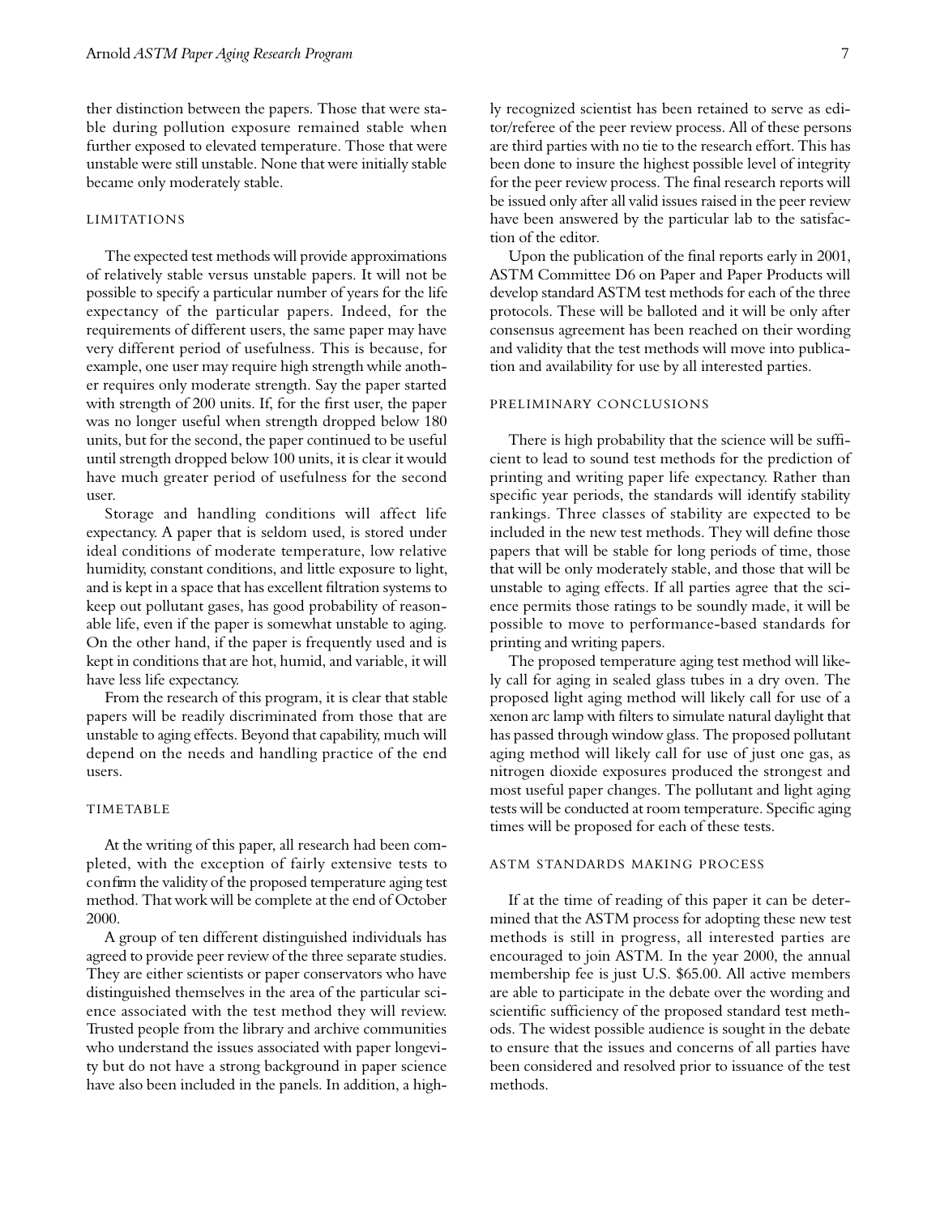ther distinction between the papers. Those that were stable during pollution exposure remained stable when further exposed to elevated temperature. Those that were unstable were still unstable. None that were initially stable became only moderately stable.

## LIMITATIONS

The expected test methods will provide approximations of relatively stable versus unstable papers. It will not be possible to specify a particular number of years for the life expectancy of the particular papers. Indeed, for the requirements of different users, the same paper may have very different period of usefulness. This is because, for example, one user may require high strength while another requires only moderate strength. Say the paper started with strength of 200 units. If, for the first user, the paper was no longer useful when strength dropped below 180 units, but for the second, the paper continued to be useful until strength dropped below 100 units, it is clear it would have much greater period of usefulness for the second user.

Storage and handling conditions will affect life expectancy. A paper that is seldom used, is stored under ideal conditions of moderate temperature, low relative humidity, constant conditions, and little exposure to light, and is kept in a space that has excellent filtration systems to keep out pollutant gases, has good probability of reasonable life, even if the paper is somewhat unstable to aging. On the other hand, if the paper is frequently used and is kept in conditions that are hot, humid, and variable, it will have less life expectancy.

From the research of this program, it is clear that stable papers will be readily discriminated from those that are unstable to aging effects. Beyond that capability, much will depend on the needs and handling practice of the end users.

## TIMETABLE

At the writing of this paper, all research had been completed, with the exception of fairly extensive tests to confirm the validity of the proposed temperature aging test method. That work will be complete at the end of October 2000.

A group of ten different distinguished individuals has agreed to provide peer review of the three separate studies. They are either scientists or paper conservators who have distinguished themselves in the area of the particular science associated with the test method they will review. Trusted people from the library and archive communities who understand the issues associated with paper longevity but do not have a strong background in paper science have also been included in the panels. In addition, a highly recognized scientist has been retained to serve as editor/referee of the peer review process. All of these persons are third parties with no tie to the research effort. This has been done to insure the highest possible level of integrity for the peer review process. The final research reports will be issued only after all valid issues raised in the peer review have been answered by the particular lab to the satisfaction of the editor.

Upon the publication of the final reports early in 2001, ASTM Committee D6 on Paper and Paper Products will develop standard ASTM test methods for each of the three protocols. These will be balloted and it will be only after consensus agreement has been reached on their wording and validity that the test methods will move into publication and availability for use by all interested parties.

## PRELIMINARY CONCLUSIONS

There is high probability that the science will be sufficient to lead to sound test methods for the prediction of printing and writing paper life expectancy. Rather than specific year periods, the standards will identify stability rankings. Three classes of stability are expected to be included in the new test methods. They will define those papers that will be stable for long periods of time, those that will be only moderately stable, and those that will be unstable to aging effects. If all parties agree that the science permits those ratings to be soundly made, it will be possible to move to performance-based standards for printing and writing papers.

The proposed temperature aging test method will likely call for aging in sealed glass tubes in a dry oven. The proposed light aging method will likely call for use of a xenon arc lamp with filters to simulate natural daylight that has passed through window glass. The proposed pollutant aging method will likely call for use of just one gas, as nitrogen dioxide exposures produced the strongest and most useful paper changes. The pollutant and light aging tests will be conducted at room temperature. Specific aging times will be proposed for each of these tests.

## ASTM STANDARDS MAKING PROCESS

If at the time of reading of this paper it can be determined that the ASTM process for adopting these new test methods is still in progress, all interested parties are encouraged to join ASTM. In the year 2000, the annual membership fee is just U.S. $65.00. All active members are able to participate in the debate over the wording and scientific sufficiency of the proposed standard test methods. The widest possible audience is sought in the debate to ensure that the issues and concerns of all parties have been considered and resolved prior to issuance of the test methods.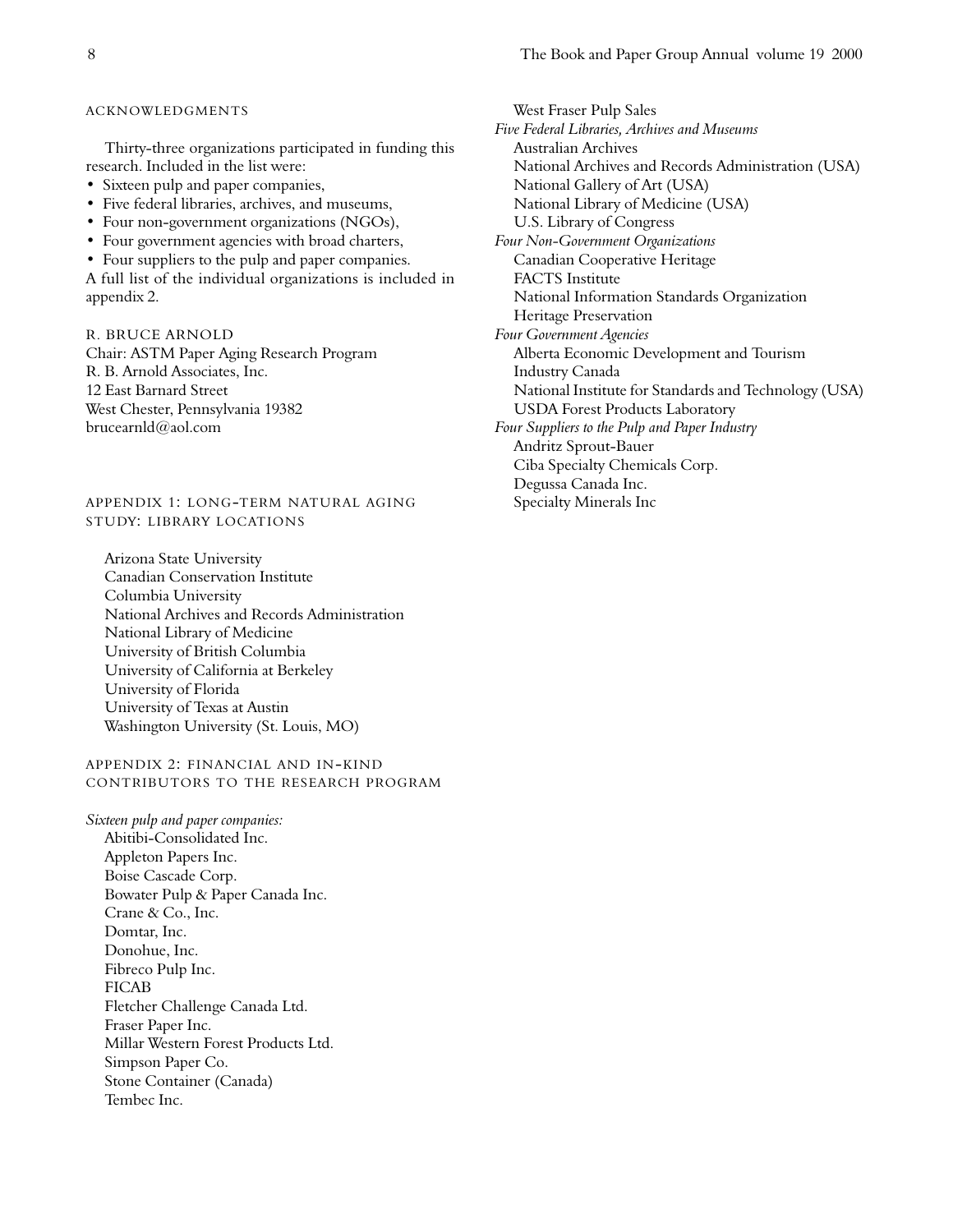## ACKNOWLEDGMENTS

Thirty-three organizations participated in funding this research. Included in the list were:

- Sixteen pulp and paper companies,
- Five federal libraries, archives, and museums,
- Four non-government organizations (NGOs),
- Four government agencies with broad charters,
- Four suppliers to the pulp and paper companies.

A full list of the individual organizations is included in appendix 2.

R. BRUCE ARNOLD
Chair: ASTM Paper Aging Research Program
R. B. Arnold Associates, Inc.
12 East Barnard Street
West Chester, Pennsylvania 19382
brucearnld@aol.com

## APPENDIX 1: LONG-TERM NATURAL AGING STUDY: LIBRARY LOCATIONS

Arizona State University
Canadian Conservation Institute
Columbia University
National Archives and Records Administration
National Library of Medicine
University of British Columbia
University of California at Berkeley
University of Florida
University of Texas at Austin
Washington University (St. Louis, MO)

## APPENDIX 2: FINANCIAL AND IN-KIND CONTRIBUTORS TO THE RESEARCH PROGRAM

*Sixteen pulp and paper companies:*

Abitibi-Consolidated Inc.
Appleton Papers Inc.
Boise Cascade Corp.
Bowater Pulp & Paper Canada Inc.
Crane & Co., Inc.
Domtar, Inc.
Donohue, Inc.
Fibreco Pulp Inc.
FICAB
Fletcher Challenge Canada Ltd.
Fraser Paper Inc.
Millar Western Forest Products Ltd.
Simpson Paper Co.
Stone Container (Canada)
Tembec Inc.
West Fraser Pulp Sales

*Five Federal Libraries, Archives and Museums*

Australian Archives
National Archives and Records Administration (USA)
National Gallery of Art (USA)
National Library of Medicine (USA)
U.S. Library of Congress

*Four Non-Government Organizations*

Canadian Cooperative Heritage
FACTS Institute
National Information Standards Organization
Heritage Preservation

*Four Government Agencies*

Alberta Economic Development and Tourism
Industry Canada
National Institute for Standards and Technology (USA)
USDA Forest Products Laboratory

*Four Suppliers to the Pulp and Paper Industry*

Andritz Sprout-Bauer
Ciba Specialty Chemicals Corp.
Degussa Canada Inc.
Specialty Minerals Inc